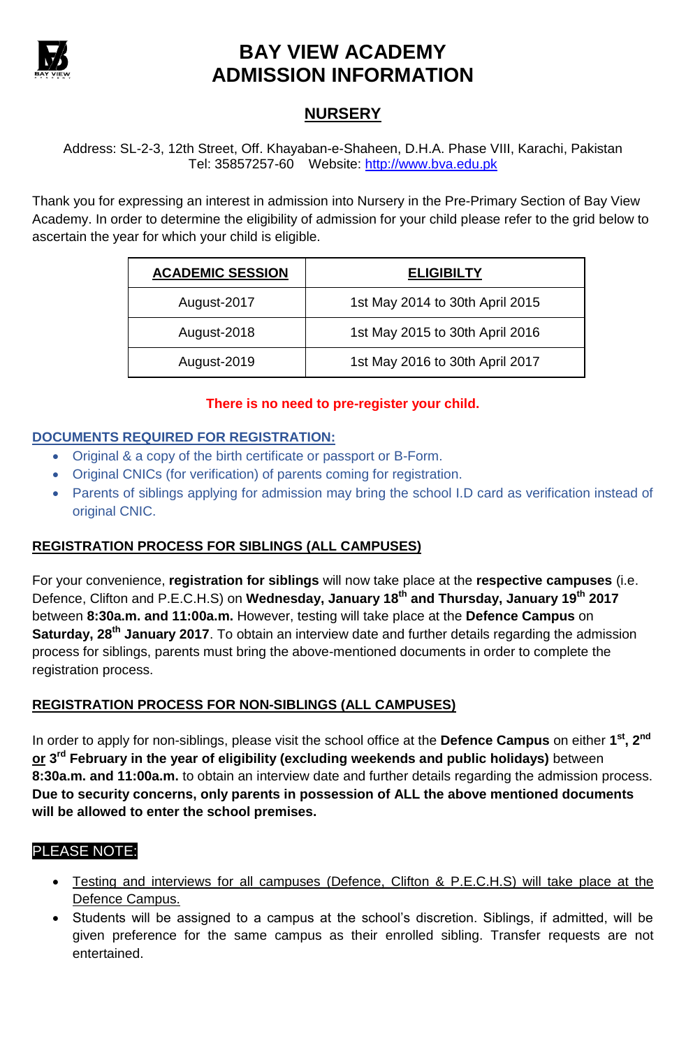# BAY VIEW ACADEMY
# ADMISSION INFORMATION

## NURSERY

Address: SL-2-3, 12th Street, Off. Khayaban-e-Shaheen, D.H.A. Phase VIII, Karachi, Pakistan
Tel: 35857257-60 Website: http://www.bva.edu.pk

Thank you for expressing an interest in admission into Nursery in the Pre-Primary Section of Bay View Academy. In order to determine the eligibility of admission for your child please refer to the grid below to ascertain the year for which your child is eligible.

| ACADEMIC SESSION | ELIGIBILTY |
|---|---|
| August-2017 | 1st May 2014 to 30th April 2015 |
| August-2018 | 1st May 2015 to 30th April 2016 |
| August-2019 | 1st May 2016 to 30th April 2017 |

**There is no need to pre-register your child.**

### DOCUMENTS REQUIRED FOR REGISTRATION:

- Original & a copy of the birth certificate or passport or B-Form.
- Original CNICs (for verification) of parents coming for registration.
- Parents of siblings applying for admission may bring the school I.D card as verification instead of original CNIC.

### REGISTRATION PROCESS FOR SIBLINGS (ALL CAMPUSES)

For your convenience, **registration for siblings** will now take place at the **respective campuses** (i.e. Defence, Clifton and P.E.C.H.S) on **Wednesday, January 18th and Thursday, January 19th 2017** between **8:30a.m. and 11:00a.m.** However, testing will take place at the **Defence Campus** on **Saturday, 28th January 2017**. To obtain an interview date and further details regarding the admission process for siblings, parents must bring the above-mentioned documents in order to complete the registration process.

### REGISTRATION PROCESS FOR NON-SIBLINGS (ALL CAMPUSES)

In order to apply for non-siblings, please visit the school office at the **Defence Campus** on either **1st, 2nd or 3rd February in the year of eligibility (excluding weekends and public holidays)** between **8:30a.m. and 11:00a.m.** to obtain an interview date and further details regarding the admission process. **Due to security concerns, only parents in possession of ALL the above mentioned documents will be allowed to enter the school premises.**

### PLEASE NOTE:

- Testing and interviews for all campuses (Defence, Clifton & P.E.C.H.S) will take place at the Defence Campus.
- Students will be assigned to a campus at the school's discretion. Siblings, if admitted, will be given preference for the same campus as their enrolled sibling. Transfer requests are not entertained.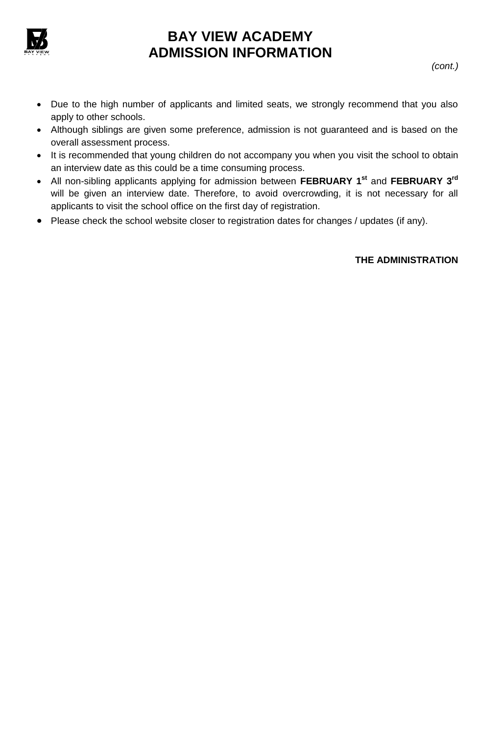# BAY VIEW ACADEMY
# ADMISSION INFORMATION

*(cont.)*

- Due to the high number of applicants and limited seats, we strongly recommend that you also apply to other schools.
- Although siblings are given some preference, admission is not guaranteed and is based on the overall assessment process.
- It is recommended that young children do not accompany you when you visit the school to obtain an interview date as this could be a time consuming process.
- All non-sibling applicants applying for admission between **FEBRUARY 1st** and **FEBRUARY 3rd** will be given an interview date. Therefore, to avoid overcrowding, it is not necessary for all applicants to visit the school office on the first day of registration.
- Please check the school website closer to registration dates for changes / updates (if any).

**THE ADMINISTRATION**